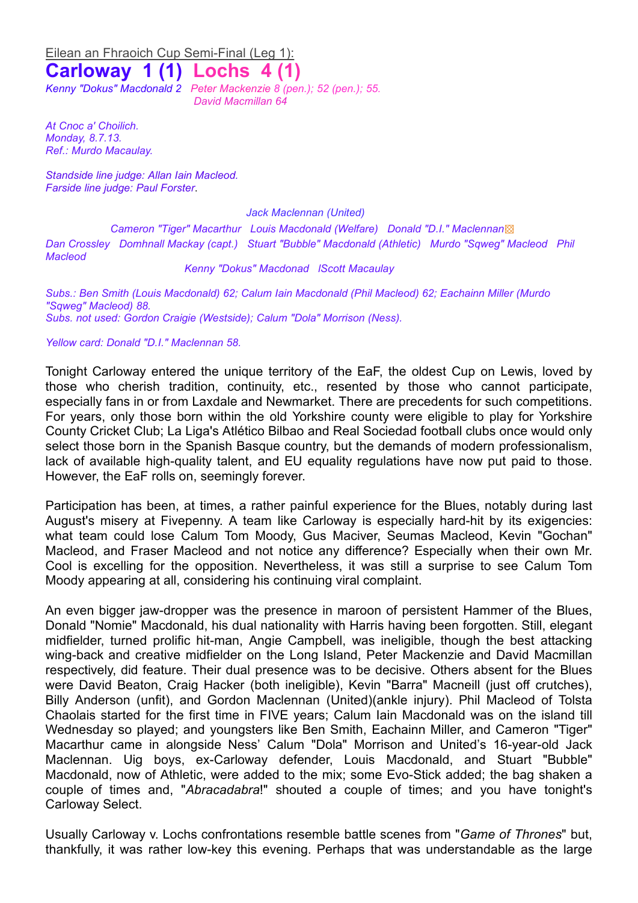Eilean an Fhraoich Cup Semi-Final (Leg 1):

# Carloway 1 (1) Lochs 4 (1)

*Kenny "Dokus" Macdonald 2 Peter Mackenzie 8 (pen.); 52 (pen.); 55.*
*David Macmillan 64*

*At Cnoc a' Choilich.*
*Monday, 8.7.13.*
*Ref.: Murdo Macaulay.*

*Standside line judge: Allan Iain Macleod.*
*Farside line judge: Paul Forster.*

*Jack Maclennan (United)*

*Cameron "Tiger" Macarthur Louis Macdonald (Welfare) Donald "D.I." Maclennan*

*Dan Crossley Domhnall Mackay (capt.) Stuart "Bubble" Macdonald (Athletic) Murdo "Sqweg" Macleod Phil Macleod*

*Kenny "Dokus" Macdonad lScott Macaulay*

*Subs.: Ben Smith (Louis Macdonald) 62; Calum Iain Macdonald (Phil Macleod) 62; Eachainn Miller (Murdo "Sqweg" Macleod) 88.*
*Subs. not used: Gordon Craigie (Westside); Calum "Dola" Morrison (Ness).*

*Yellow card: Donald "D.I." Maclennan 58.*

Tonight Carloway entered the unique territory of the EaF, the oldest Cup on Lewis, loved by those who cherish tradition, continuity, etc., resented by those who cannot participate, especially fans in or from Laxdale and Newmarket. There are precedents for such competitions. For years, only those born within the old Yorkshire county were eligible to play for Yorkshire County Cricket Club; La Liga's Atlético Bilbao and Real Sociedad football clubs once would only select those born in the Spanish Basque country, but the demands of modern professionalism, lack of available high-quality talent, and EU equality regulations have now put paid to those. However, the EaF rolls on, seemingly forever.

Participation has been, at times, a rather painful experience for the Blues, notably during last August's misery at Fivepenny. A team like Carloway is especially hard-hit by its exigencies: what team could lose Calum Tom Moody, Gus Maciver, Seumas Macleod, Kevin "Gochan" Macleod, and Fraser Macleod and not notice any difference? Especially when their own Mr. Cool is excelling for the opposition. Nevertheless, it was still a surprise to see Calum Tom Moody appearing at all, considering his continuing viral complaint.

An even bigger jaw-dropper was the presence in maroon of persistent Hammer of the Blues, Donald "Nomie" Macdonald, his dual nationality with Harris having been forgotten. Still, elegant midfielder, turned prolific hit-man, Angie Campbell, was ineligible, though the best attacking wing-back and creative midfielder on the Long Island, Peter Mackenzie and David Macmillan respectively, did feature. Their dual presence was to be decisive. Others absent for the Blues were David Beaton, Craig Hacker (both ineligible), Kevin "Barra" Macneill (just off crutches), Billy Anderson (unfit), and Gordon Maclennan (United)(ankle injury). Phil Macleod of Tolsta Chaolais started for the first time in FIVE years; Calum Iain Macdonald was on the island till Wednesday so played; and youngsters like Ben Smith, Eachainn Miller, and Cameron "Tiger" Macarthur came in alongside Ness' Calum "Dola" Morrison and United's 16-year-old Jack Maclennan. Uig boys, ex-Carloway defender, Louis Macdonald, and Stuart "Bubble" Macdonald, now of Athletic, were added to the mix; some Evo-Stick added; the bag shaken a couple of times and, "*Abracadabra*!" shouted a couple of times; and you have tonight's Carloway Select.

Usually Carloway v. Lochs confrontations resemble battle scenes from "*Game of Thrones*" but, thankfully, it was rather low-key this evening. Perhaps that was understandable as the large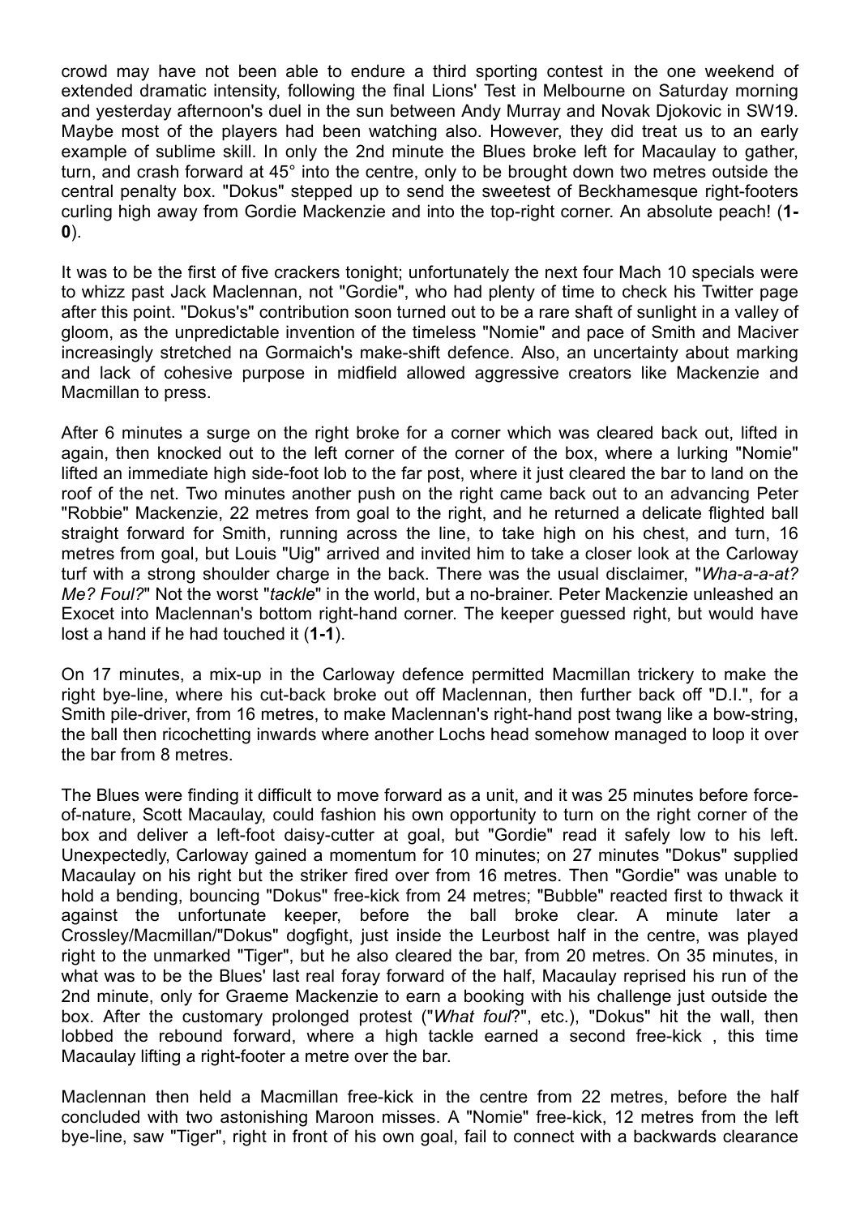crowd may have not been able to endure a third sporting contest in the one weekend of extended dramatic intensity, following the final Lions' Test in Melbourne on Saturday morning and yesterday afternoon's duel in the sun between Andy Murray and Novak Djokovic in SW19. Maybe most of the players had been watching also. However, they did treat us to an early example of sublime skill. In only the 2nd minute the Blues broke left for Macaulay to gather, turn, and crash forward at 45° into the centre, only to be brought down two metres outside the central penalty box. "Dokus" stepped up to send the sweetest of Beckhamesque right-footers curling high away from Gordie Mackenzie and into the top-right corner. An absolute peach! (**1-0**).

It was to be the first of five crackers tonight; unfortunately the next four Mach 10 specials were to whizz past Jack Maclennan, not "Gordie", who had plenty of time to check his Twitter page after this point. "Dokus's" contribution soon turned out to be a rare shaft of sunlight in a valley of gloom, as the unpredictable invention of the timeless "Nomie" and pace of Smith and Maciver increasingly stretched na Gormaich's make-shift defence. Also, an uncertainty about marking and lack of cohesive purpose in midfield allowed aggressive creators like Mackenzie and Macmillan to press.

After 6 minutes a surge on the right broke for a corner which was cleared back out, lifted in again, then knocked out to the left corner of the corner of the box, where a lurking "Nomie" lifted an immediate high side-foot lob to the far post, where it just cleared the bar to land on the roof of the net. Two minutes another push on the right came back out to an advancing Peter "Robbie" Mackenzie, 22 metres from goal to the right, and he returned a delicate flighted ball straight forward for Smith, running across the line, to take high on his chest, and turn, 16 metres from goal, but Louis "Uig" arrived and invited him to take a closer look at the Carloway turf with a strong shoulder charge in the back. There was the usual disclaimer, "*Wha-a-a-at? Me? Foul?*" Not the worst "*tackle*" in the world, but a no-brainer. Peter Mackenzie unleashed an Exocet into Maclennan's bottom right-hand corner. The keeper guessed right, but would have lost a hand if he had touched it (**1-1**).

On 17 minutes, a mix-up in the Carloway defence permitted Macmillan trickery to make the right bye-line, where his cut-back broke out off Maclennan, then further back off "D.I.", for a Smith pile-driver, from 16 metres, to make Maclennan's right-hand post twang like a bow-string, the ball then ricochetting inwards where another Lochs head somehow managed to loop it over the bar from 8 metres.

The Blues were finding it difficult to move forward as a unit, and it was 25 minutes before force-of-nature, Scott Macaulay, could fashion his own opportunity to turn on the right corner of the box and deliver a left-foot daisy-cutter at goal, but "Gordie" read it safely low to his left. Unexpectedly, Carloway gained a momentum for 10 minutes; on 27 minutes "Dokus" supplied Macaulay on his right but the striker fired over from 16 metres. Then "Gordie" was unable to hold a bending, bouncing "Dokus" free-kick from 24 metres; "Bubble" reacted first to thwack it against the unfortunate keeper, before the ball broke clear. A minute later a Crossley/Macmillan/"Dokus" dogfight, just inside the Leurbost half in the centre, was played right to the unmarked "Tiger", but he also cleared the bar, from 20 metres. On 35 minutes, in what was to be the Blues' last real foray forward of the half, Macaulay reprised his run of the 2nd minute, only for Graeme Mackenzie to earn a booking with his challenge just outside the box. After the customary prolonged protest ("*What foul*?", etc.), "Dokus" hit the wall, then lobbed the rebound forward, where a high tackle earned a second free-kick , this time Macaulay lifting a right-footer a metre over the bar.

Maclennan then held a Macmillan free-kick in the centre from 22 metres, before the half concluded with two astonishing Maroon misses. A "Nomie" free-kick, 12 metres from the left bye-line, saw "Tiger", right in front of his own goal, fail to connect with a backwards clearance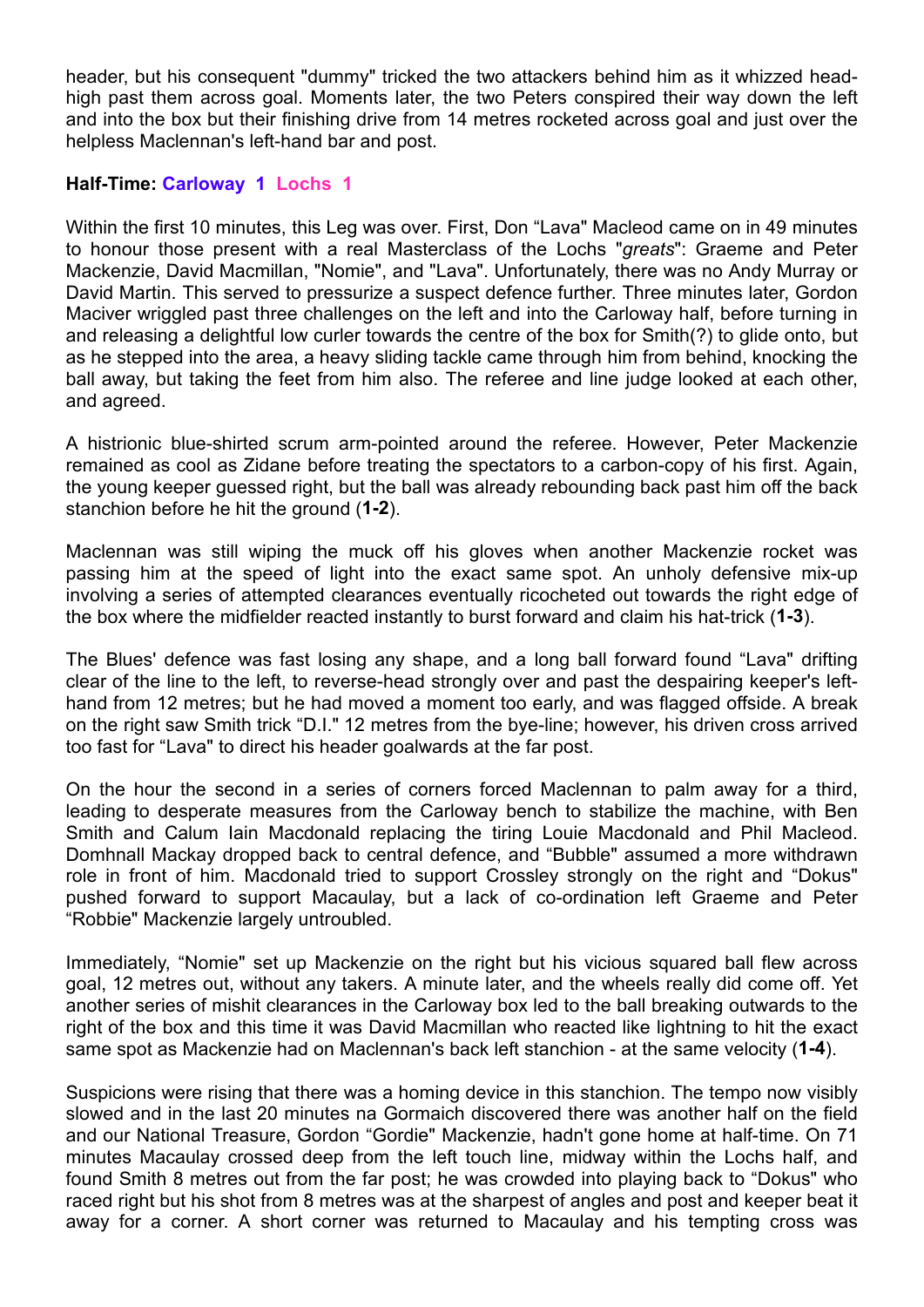header, but his consequent "dummy" tricked the two attackers behind him as it whizzed head-high past them across goal. Moments later, the two Peters conspired their way down the left and into the box but their finishing drive from 14 metres rocketed across goal and just over the helpless Maclennan's left-hand bar and post.

**Half-Time: Carloway 1 Lochs 1**

Within the first 10 minutes, this Leg was over. First, Don "Lava" Macleod came on in 49 minutes to honour those present with a real Masterclass of the Lochs "*greats*": Graeme and Peter Mackenzie, David Macmillan, "Nomie", and "Lava". Unfortunately, there was no Andy Murray or David Martin. This served to pressurize a suspect defence further. Three minutes later, Gordon Maciver wriggled past three challenges on the left and into the Carloway half, before turning in and releasing a delightful low curler towards the centre of the box for Smith(?) to glide onto, but as he stepped into the area, a heavy sliding tackle came through him from behind, knocking the ball away, but taking the feet from him also. The referee and line judge looked at each other, and agreed.

A histrionic blue-shirted scrum arm-pointed around the referee. However, Peter Mackenzie remained as cool as Zidane before treating the spectators to a carbon-copy of his first. Again, the young keeper guessed right, but the ball was already rebounding back past him off the back stanchion before he hit the ground (**1-2**).

Maclennan was still wiping the muck off his gloves when another Mackenzie rocket was passing him at the speed of light into the exact same spot. An unholy defensive mix-up involving a series of attempted clearances eventually ricocheted out towards the right edge of the box where the midfielder reacted instantly to burst forward and claim his hat-trick (**1-3**).

The Blues' defence was fast losing any shape, and a long ball forward found "Lava" drifting clear of the line to the left, to reverse-head strongly over and past the despairing keeper's left-hand from 12 metres; but he had moved a moment too early, and was flagged offside. A break on the right saw Smith trick "D.I." 12 metres from the bye-line; however, his driven cross arrived too fast for "Lava" to direct his header goalwards at the far post.

On the hour the second in a series of corners forced Maclennan to palm away for a third, leading to desperate measures from the Carloway bench to stabilize the machine, with Ben Smith and Calum Iain Macdonald replacing the tiring Louie Macdonald and Phil Macleod. Domhnall Mackay dropped back to central defence, and "Bubble" assumed a more withdrawn role in front of him. Macdonald tried to support Crossley strongly on the right and "Dokus" pushed forward to support Macaulay, but a lack of co-ordination left Graeme and Peter "Robbie" Mackenzie largely untroubled.

Immediately, "Nomie" set up Mackenzie on the right but his vicious squared ball flew across goal, 12 metres out, without any takers. A minute later, and the wheels really did come off. Yet another series of mishit clearances in the Carloway box led to the ball breaking outwards to the right of the box and this time it was David Macmillan who reacted like lightning to hit the exact same spot as Mackenzie had on Maclennan's back left stanchion - at the same velocity (**1-4**).

Suspicions were rising that there was a homing device in this stanchion. The tempo now visibly slowed and in the last 20 minutes na Gormaich discovered there was another half on the field and our National Treasure, Gordon "Gordie" Mackenzie, hadn't gone home at half-time. On 71 minutes Macaulay crossed deep from the left touch line, midway within the Lochs half, and found Smith 8 metres out from the far post; he was crowded into playing back to "Dokus" who raced right but his shot from 8 metres was at the sharpest of angles and post and keeper beat it away for a corner. A short corner was returned to Macaulay and his tempting cross was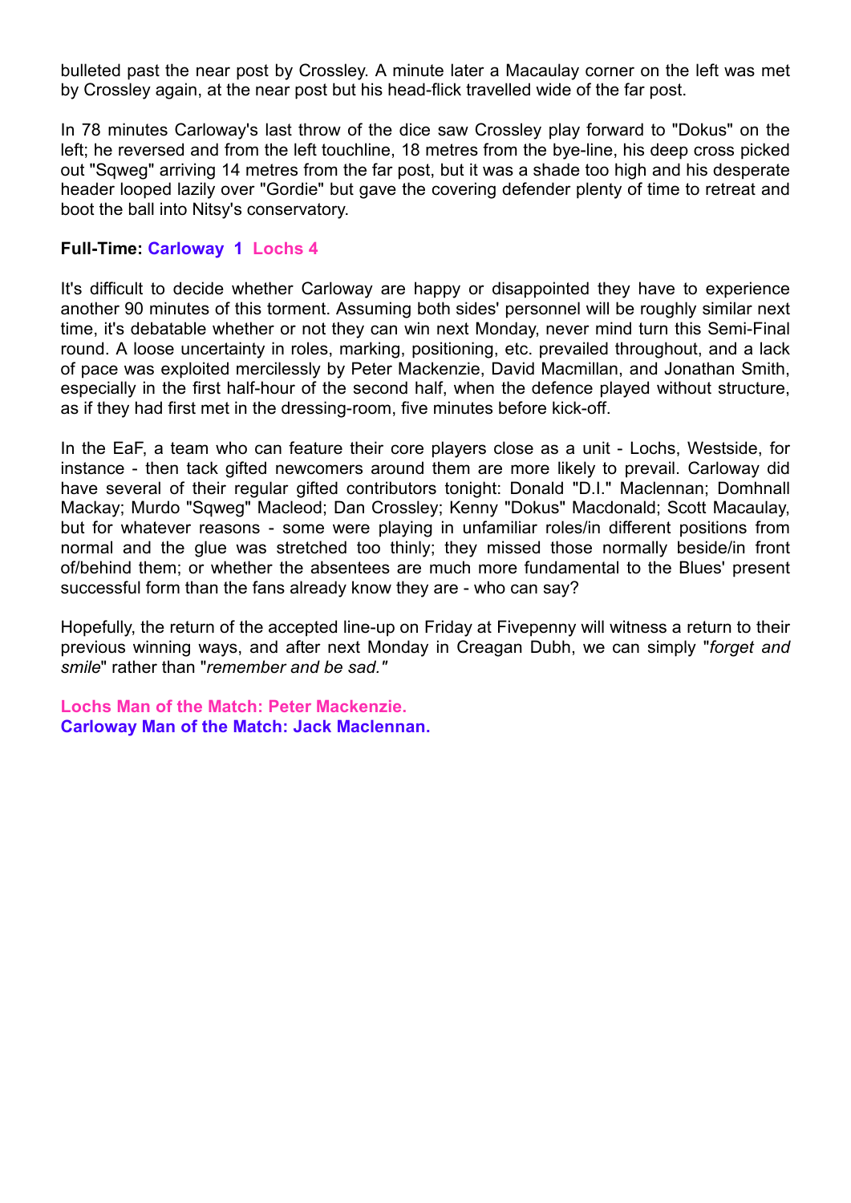bulleted past the near post by Crossley. A minute later a Macaulay corner on the left was met by Crossley again, at the near post but his head-flick travelled wide of the far post.

In 78 minutes Carloway's last throw of the dice saw Crossley play forward to "Dokus" on the left; he reversed and from the left touchline, 18 metres from the bye-line, his deep cross picked out "Sqweg" arriving 14 metres from the far post, but it was a shade too high and his desperate header looped lazily over "Gordie" but gave the covering defender plenty of time to retreat and boot the ball into Nitsy's conservatory.

**Full-Time: Carloway 1 Lochs 4**

It's difficult to decide whether Carloway are happy or disappointed they have to experience another 90 minutes of this torment. Assuming both sides' personnel will be roughly similar next time, it's debatable whether or not they can win next Monday, never mind turn this Semi-Final round. A loose uncertainty in roles, marking, positioning, etc. prevailed throughout, and a lack of pace was exploited mercilessly by Peter Mackenzie, David Macmillan, and Jonathan Smith, especially in the first half-hour of the second half, when the defence played without structure, as if they had first met in the dressing-room, five minutes before kick-off.

In the EaF, a team who can feature their core players close as a unit - Lochs, Westside, for instance - then tack gifted newcomers around them are more likely to prevail. Carloway did have several of their regular gifted contributors tonight: Donald "D.I." Maclennan; Domhnall Mackay; Murdo "Sqweg" Macleod; Dan Crossley; Kenny "Dokus" Macdonald; Scott Macaulay, but for whatever reasons - some were playing in unfamiliar roles/in different positions from normal and the glue was stretched too thinly; they missed those normally beside/in front of/behind them; or whether the absentees are much more fundamental to the Blues' present successful form than the fans already know they are - who can say?

Hopefully, the return of the accepted line-up on Friday at Fivepenny will witness a return to their previous winning ways, and after next Monday in Creagan Dubh, we can simply "*forget and smile*" rather than "*remember and be sad."*

**Lochs Man of the Match: Peter Mackenzie.**
**Carloway Man of the Match: Jack Maclennan.**